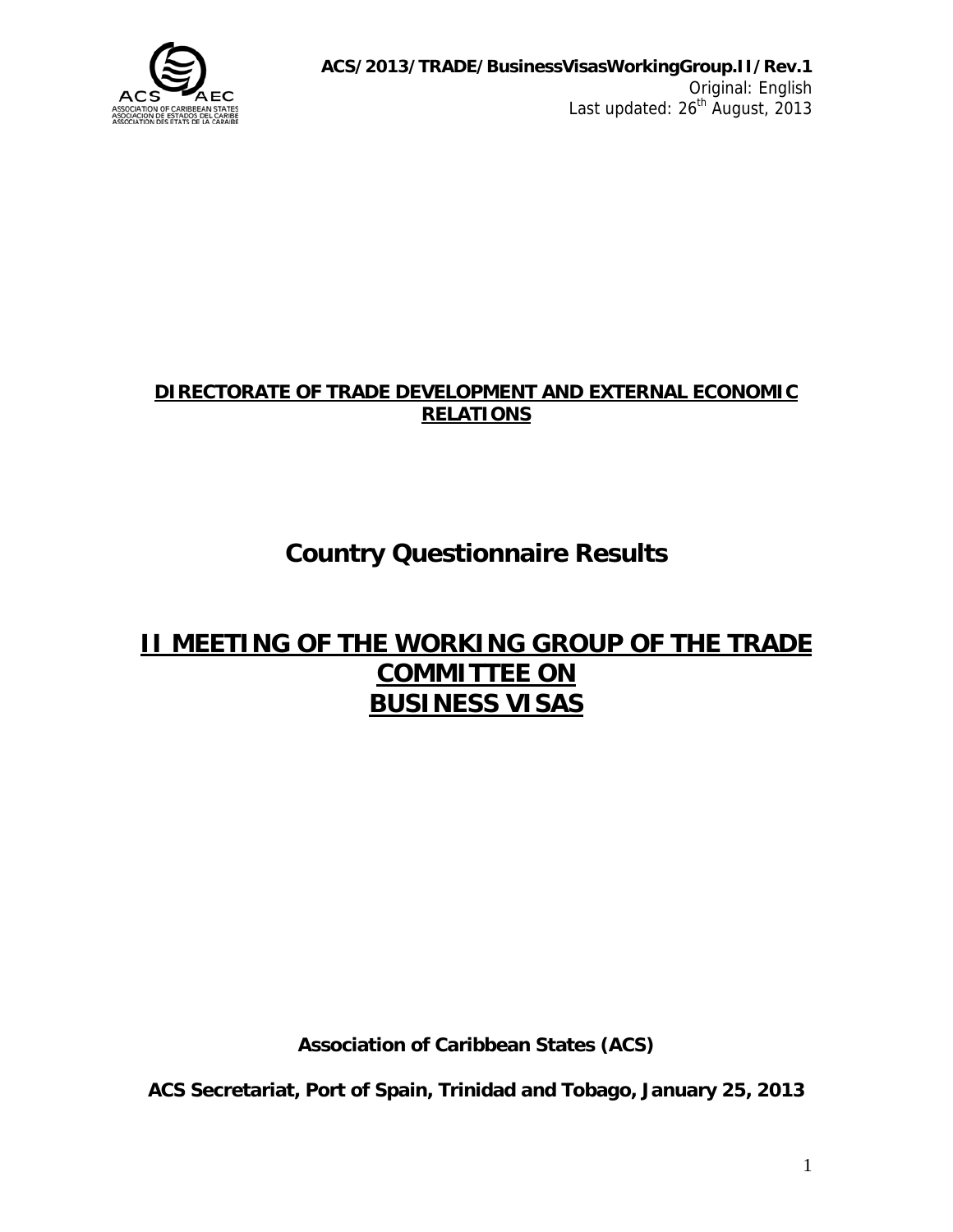ACS/2013/TRADE/BusinessVisasWorkingGroup.II/Rev.1
Original: English
Last updated: 26th August, 2013

**DIRECTORATE OF TRADE DEVELOPMENT AND EXTERNAL ECONOMIC RELATIONS**

# Country Questionnaire Results

# II MEETING OF THE WORKING GROUP OF THE TRADE COMMITTEE ON BUSINESS VISAS

**Association of Caribbean States (ACS)**

**ACS Secretariat, Port of Spain, Trinidad and Tobago, January 25, 2013**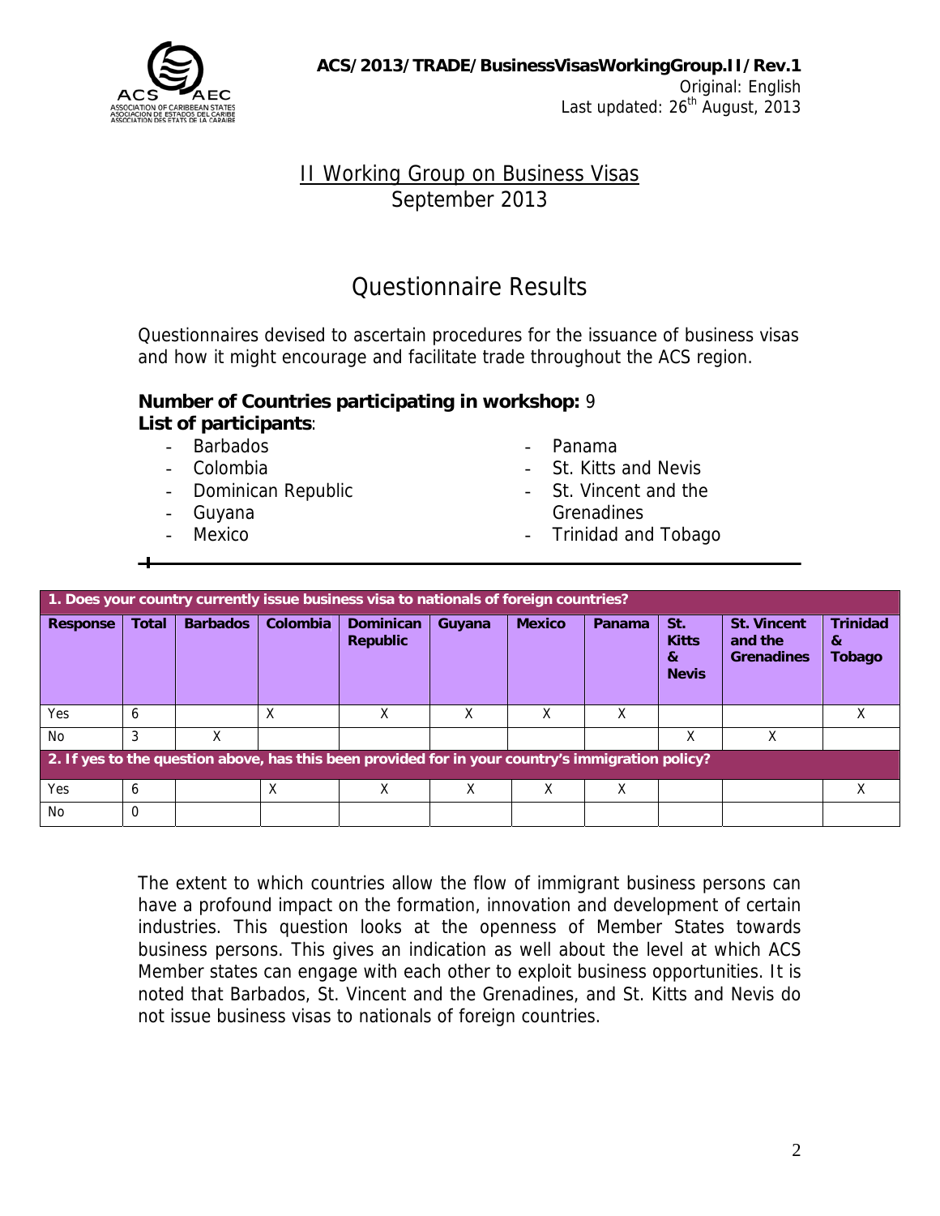# II Working Group on Business Visas
September 2013

## Questionnaire Results

Questionnaires devised to ascertain procedures for the issuance of business visas and how it might encourage and facilitate trade throughout the ACS region.

**Number of Countries participating in workshop:** 9
**List of participants**:

- Barbados
- Colombia
- Dominican Republic
- Guyana
- Mexico
- Panama
- St. Kitts and Nevis
- St. Vincent and the Grenadines
- Trinidad and Tobago

| **1. Does your country currently issue business visa to nationals of foreign countries?** | | | | | | | | | | |
|---|---|---|---|---|---|---|---|---|---|---|
| **Response** | **Total** | **Barbados** | **Colombia** | **Dominican Republic** | **Guyana** | **Mexico** | **Panama** | **St. Kitts & Nevis** | **St. Vincent and the Grenadines** | **Trinidad & Tobago** |
| Yes | 6 | | X | X | X | X | X | | | X |
| No | 3 | X | | | | | | X | X | |
| **2. If yes to the question above, has this been provided for in your country's immigration policy?** | | | | | | | | | | |
| Yes | 6 | | X | X | X | X | X | | | X |
| No | 0 | | | | | | | | | |

The extent to which countries allow the flow of immigrant business persons can have a profound impact on the formation, innovation and development of certain industries. This question looks at the openness of Member States towards business persons. This gives an indication as well about the level at which ACS Member states can engage with each other to exploit business opportunities. It is noted that Barbados, St. Vincent and the Grenadines, and St. Kitts and Nevis do not issue business visas to nationals of foreign countries.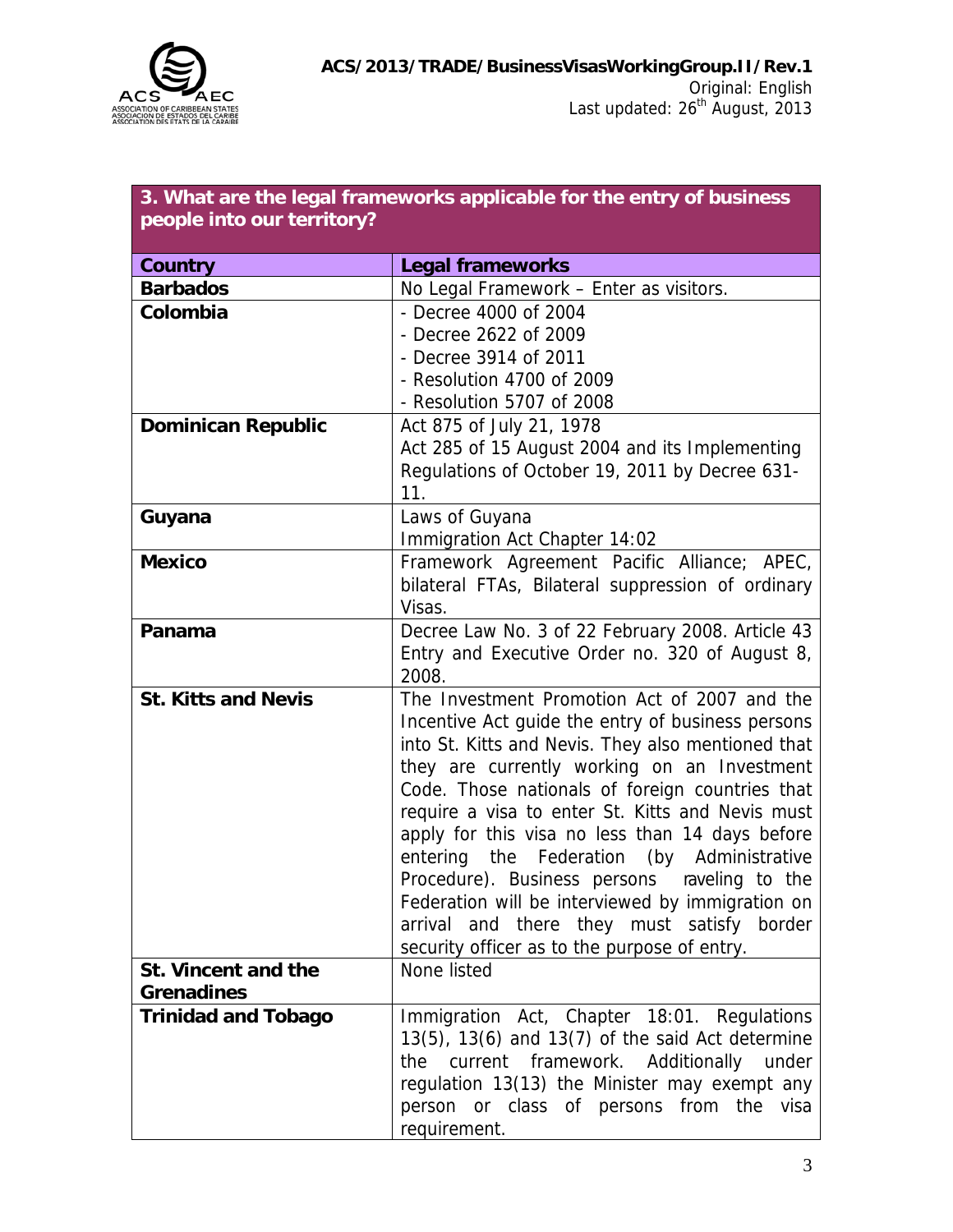| 3. What are the legal frameworks applicable for the entry of business people into our territory? | |
|---|---|
| **Country** | **Legal frameworks** |
| **Barbados** | No Legal Framework – Enter as visitors. |
| **Colombia** | - Decree 4000 of 2004<br>- Decree 2622 of 2009<br>- Decree 3914 of 2011<br>- Resolution 4700 of 2009<br>- Resolution 5707 of 2008 |
| **Dominican Republic** | Act 875 of July 21, 1978<br>Act 285 of 15 August 2004 and its Implementing Regulations of October 19, 2011 by Decree 631-11. |
| **Guyana** | Laws of Guyana<br>Immigration Act Chapter 14:02 |
| **Mexico** | Framework Agreement Pacific Alliance; APEC, bilateral FTAs, Bilateral suppression of ordinary Visas. |
| **Panama** | Decree Law No. 3 of 22 February 2008. Article 43 Entry and Executive Order no. 320 of August 8, 2008. |
| **St. Kitts and Nevis** | The Investment Promotion Act of 2007 and the Incentive Act guide the entry of business persons into St. Kitts and Nevis. They also mentioned that they are currently working on an Investment Code. Those nationals of foreign countries that require a visa to enter St. Kitts and Nevis must apply for this visa no less than 14 days before entering the Federation (by Administrative Procedure). Business persons raveling to the Federation will be interviewed by immigration on arrival and there they must satisfy border security officer as to the purpose of entry. |
| **St. Vincent and the Grenadines** | None listed |
| **Trinidad and Tobago** | Immigration Act, Chapter 18:01. Regulations 13(5), 13(6) and 13(7) of the said Act determine the current framework. Additionally under regulation 13(13) the Minister may exempt any person or class of persons from the visa requirement. |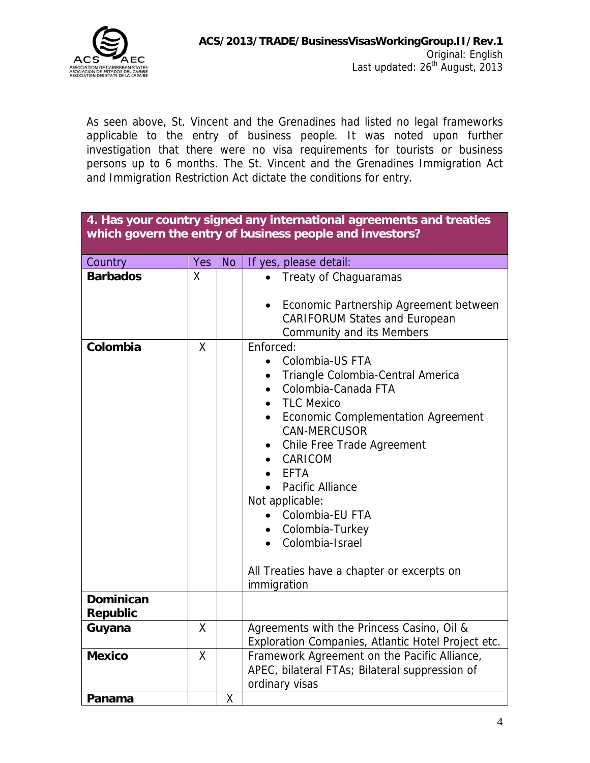As seen above, St. Vincent and the Grenadines had listed no legal frameworks applicable to the entry of business people. It was noted upon further investigation that there were no visa requirements for tourists or business persons up to 6 months. The St. Vincent and the Grenadines Immigration Act and Immigration Restriction Act dictate the conditions for entry.

| **4. Has your country signed any international agreements and treaties which govern the entry of business people and investors?** | | | |
|---|---|---|---|
| Country | Yes | No | If yes, please detail: |
| **Barbados** | X | | • Treaty of Chaguaramas<br><br>• Economic Partnership Agreement between CARIFORUM States and European Community and its Members |
| **Colombia** | X | | Enforced:<br>• Colombia-US FTA<br>• Triangle Colombia-Central America<br>• Colombia-Canada FTA<br>• TLC Mexico<br>• Economic Complementation Agreement CAN-MERCUSOR<br>• Chile Free Trade Agreement<br>• CARICOM<br>• EFTA<br>• Pacific Alliance<br>Not applicable:<br>• Colombia-EU FTA<br>• Colombia-Turkey<br>• Colombia-Israel<br><br>All Treaties have a chapter or excerpts on immigration |
| **Dominican Republic** | | | |
| **Guyana** | X | | Agreements with the Princess Casino, Oil & Exploration Companies, Atlantic Hotel Project etc. |
| **Mexico** | X | | Framework Agreement on the Pacific Alliance, APEC, bilateral FTAs; Bilateral suppression of ordinary visas |
| **Panama** | | X | |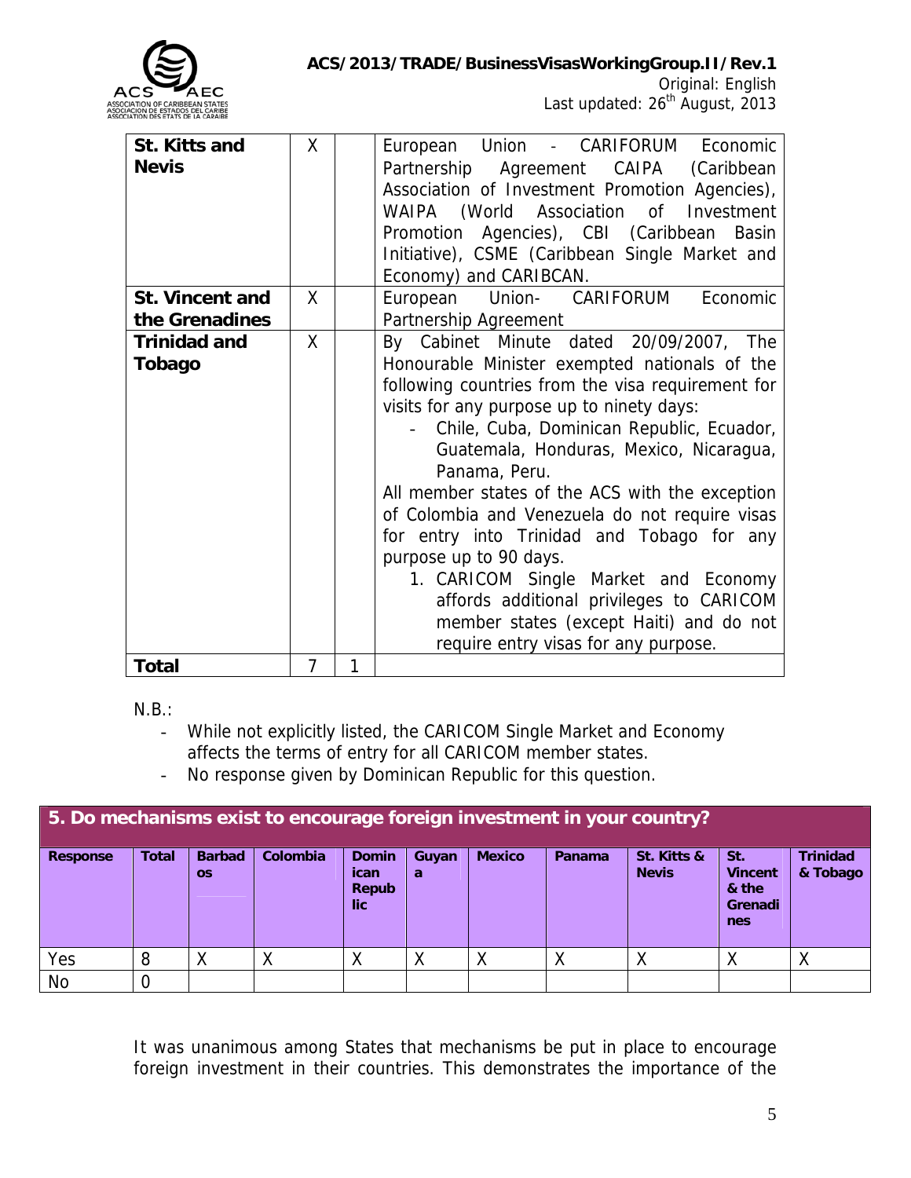| St. Kitts and Nevis | X | | European Union - CARIFORUM Economic Partnership Agreement CAIPA (Caribbean Association of Investment Promotion Agencies), WAIPA (World Association of Investment Promotion Agencies), CBI (Caribbean Basin Initiative), CSME (Caribbean Single Market and Economy) and CARIBCAN. |
|---|---|---|---|
| **St. Vincent and the Grenadines** | X | | European Union- CARIFORUM Economic Partnership Agreement |
| **Trinidad and Tobago** | X | | By Cabinet Minute dated 20/09/2007, The Honourable Minister exempted nationals of the following countries from the visa requirement for visits for any purpose up to ninety days: - Chile, Cuba, Dominican Republic, Ecuador, Guatemala, Honduras, Mexico, Nicaragua, Panama, Peru. All member states of the ACS with the exception of Colombia and Venezuela do not require visas for entry into Trinidad and Tobago for any purpose up to 90 days. 1. CARICOM Single Market and Economy affords additional privileges to CARICOM member states (except Haiti) and do not require entry visas for any purpose. |
| **Total** | 7 | 1 | |

N.B.:

- While not explicitly listed, the CARICOM Single Market and Economy affects the terms of entry for all CARICOM member states.
- No response given by Dominican Republic for this question.

| **5. Do mechanisms exist to encourage foreign investment in your country?** | | | | | | | | | | |
|---|---|---|---|---|---|---|---|---|---|---|
| **Response** | **Total** | **Barbados** | **Colombia** | **Dominican Republic** | **Guyana** | **Mexico** | **Panama** | **St. Kitts & Nevis** | **St. Vincent & the Grenadines** | **Trinidad & Tobago** |
| Yes | 8 | X | X | X | X | X | X | X | X | X |
| No | 0 | | | | | | | | | |

It was unanimous among States that mechanisms be put in place to encourage foreign investment in their countries. This demonstrates the importance of the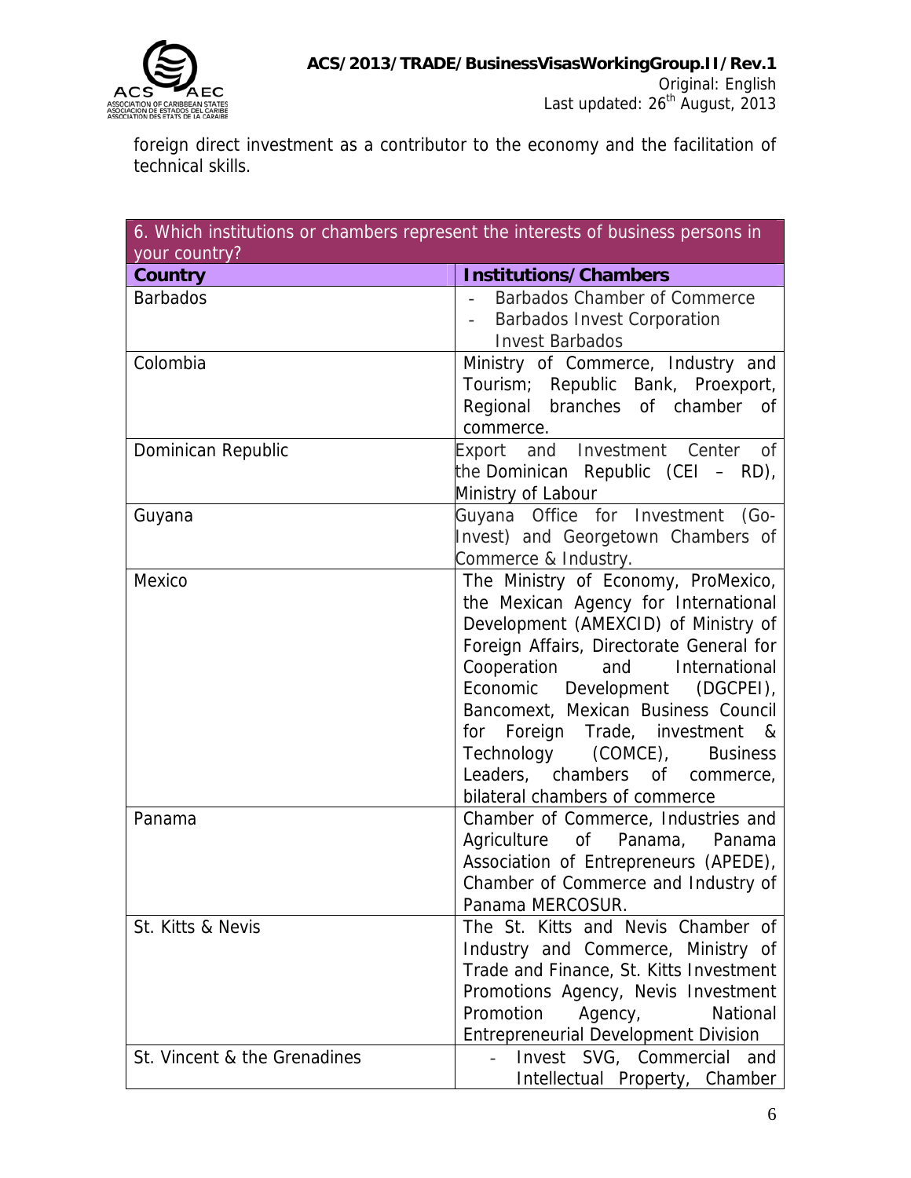foreign direct investment as a contributor to the economy and the facilitation of technical skills.

| 6. Which institutions or chambers represent the interests of business persons in your country? | |
|---|---|
| **Country** | **Institutions/Chambers** |
| Barbados | - Barbados Chamber of Commerce<br>- Barbados Invest Corporation Invest Barbados |
| Colombia | Ministry of Commerce, Industry and Tourism; Republic Bank, Proexport, Regional branches of chamber of commerce. |
| Dominican Republic | Export and Investment Center of the Dominican Republic (CEI – RD), Ministry of Labour |
| Guyana | Guyana Office for Investment (Go-Invest) and Georgetown Chambers of Commerce & Industry. |
| Mexico | The Ministry of Economy, ProMexico, the Mexican Agency for International Development (AMEXCID) of Ministry of Foreign Affairs, Directorate General for Cooperation and International Economic Development (DGCPEI), Bancomext, Mexican Business Council for Foreign Trade, investment & Technology (COMCE), Business Leaders, chambers of commerce, bilateral chambers of commerce |
| Panama | Chamber of Commerce, Industries and Agriculture of Panama, Panama Association of Entrepreneurs (APEDE), Chamber of Commerce and Industry of Panama MERCOSUR. |
| St. Kitts & Nevis | The St. Kitts and Nevis Chamber of Industry and Commerce, Ministry of Trade and Finance, St. Kitts Investment Promotions Agency, Nevis Investment Promotion Agency, National Entrepreneurial Development Division |
| St. Vincent & the Grenadines | - Invest SVG, Commercial and Intellectual Property, Chamber |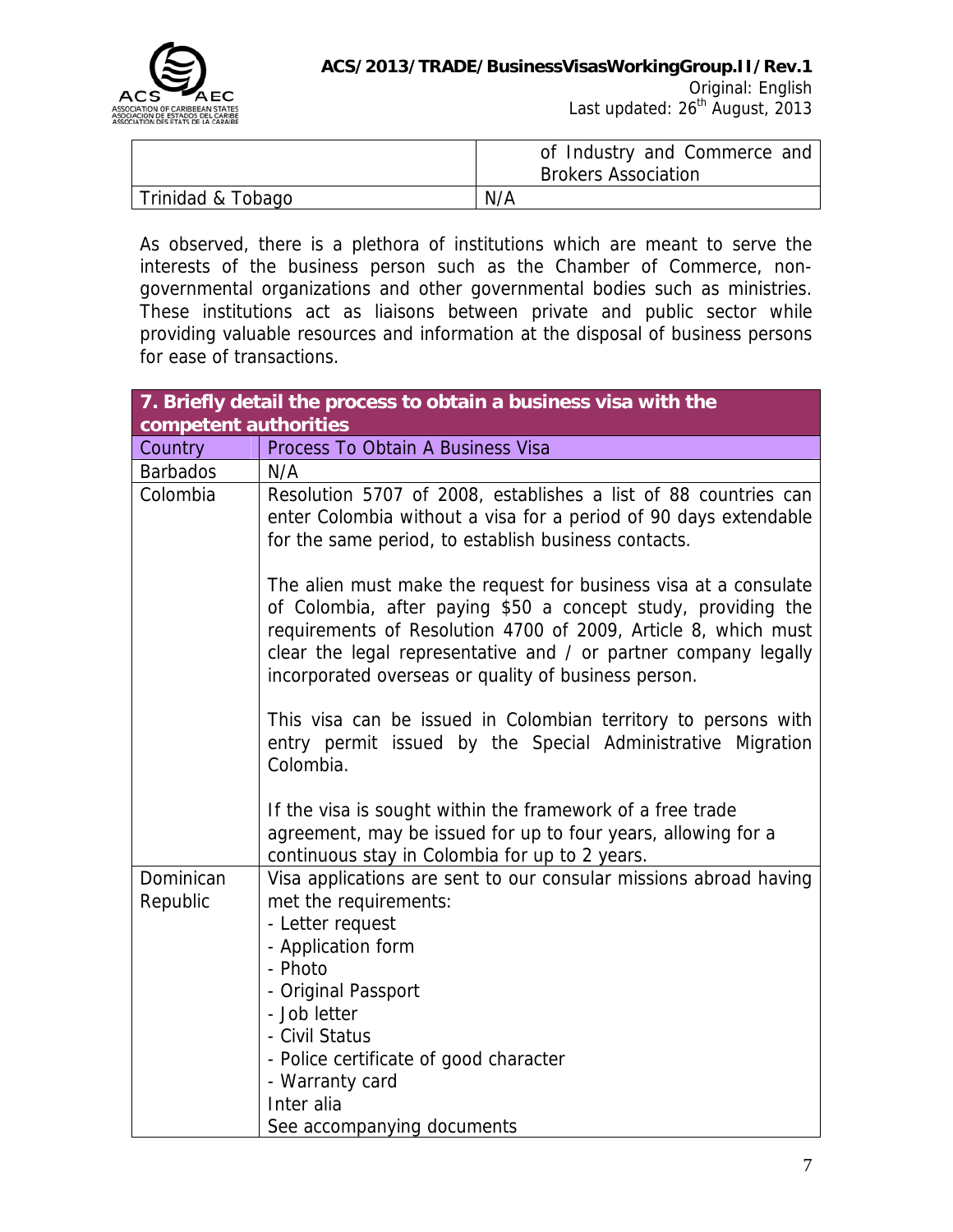| | |
|---|---|
| | of Industry and Commerce and Brokers Association |
| Trinidad & Tobago | N/A |

As observed, there is a plethora of institutions which are meant to serve the interests of the business person such as the Chamber of Commerce, non-governmental organizations and other governmental bodies such as ministries. These institutions act as liaisons between private and public sector while providing valuable resources and information at the disposal of business persons for ease of transactions.

| **7. Briefly detail the process to obtain a business visa with the competent authorities** | |
|---|---|
| Country | Process To Obtain A Business Visa |
| Barbados | N/A |
| Colombia | Resolution 5707 of 2008, establishes a list of 88 countries can enter Colombia without a visa for a period of 90 days extendable for the same period, to establish business contacts.<br><br>The alien must make the request for business visa at a consulate of Colombia, after paying $50 a concept study, providing the requirements of Resolution 4700 of 2009, Article 8, which must clear the legal representative and / or partner company legally incorporated overseas or quality of business person.<br><br>This visa can be issued in Colombian territory to persons with entry permit issued by the Special Administrative Migration Colombia.<br><br>If the visa is sought within the framework of a free trade agreement, may be issued for up to four years, allowing for a continuous stay in Colombia for up to 2 years. |
| Dominican Republic | Visa applications are sent to our consular missions abroad having met the requirements:<br>- Letter request<br>- Application form<br>- Photo<br>- Original Passport<br>- Job letter<br>- Civil Status<br>- Police certificate of good character<br>- Warranty card<br>Inter alia<br>See accompanying documents |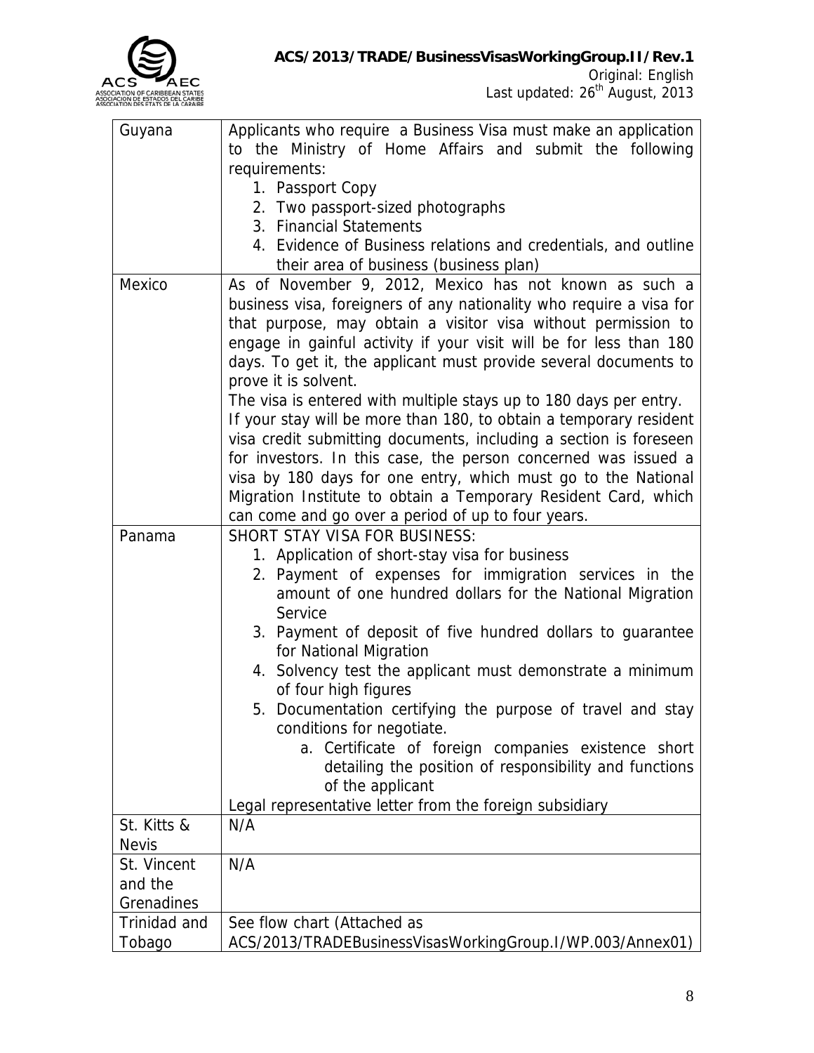| | |
|---|---|
| Guyana | Applicants who require a Business Visa must make an application to the Ministry of Home Affairs and submit the following requirements:<br>1. Passport Copy<br>2. Two passport-sized photographs<br>3. Financial Statements<br>4. Evidence of Business relations and credentials, and outline their area of business (business plan) |
| Mexico | As of November 9, 2012, Mexico has not known as such a business visa, foreigners of any nationality who require a visa for that purpose, may obtain a visitor visa without permission to engage in gainful activity if your visit will be for less than 180 days. To get it, the applicant must provide several documents to prove it is solvent.<br>The visa is entered with multiple stays up to 180 days per entry.<br>If your stay will be more than 180, to obtain a temporary resident visa credit submitting documents, including a section is foreseen for investors. In this case, the person concerned was issued a visa by 180 days for one entry, which must go to the National Migration Institute to obtain a Temporary Resident Card, which can come and go over a period of up to four years. |
| Panama | SHORT STAY VISA FOR BUSINESS:<br>1. Application of short-stay visa for business<br>2. Payment of expenses for immigration services in the amount of one hundred dollars for the National Migration Service<br>3. Payment of deposit of five hundred dollars to guarantee for National Migration<br>4. Solvency test the applicant must demonstrate a minimum of four high figures<br>5. Documentation certifying the purpose of travel and stay conditions for negotiate.<br>a. Certificate of foreign companies existence short detailing the position of responsibility and functions of the applicant<br>Legal representative letter from the foreign subsidiary |
| St. Kitts & Nevis | N/A |
| St. Vincent and the Grenadines | N/A |
| Trinidad and Tobago | See flow chart (Attached as ACS/2013/TRADEBusinessVisasWorkingGroup.I/WP.003/Annex01) |